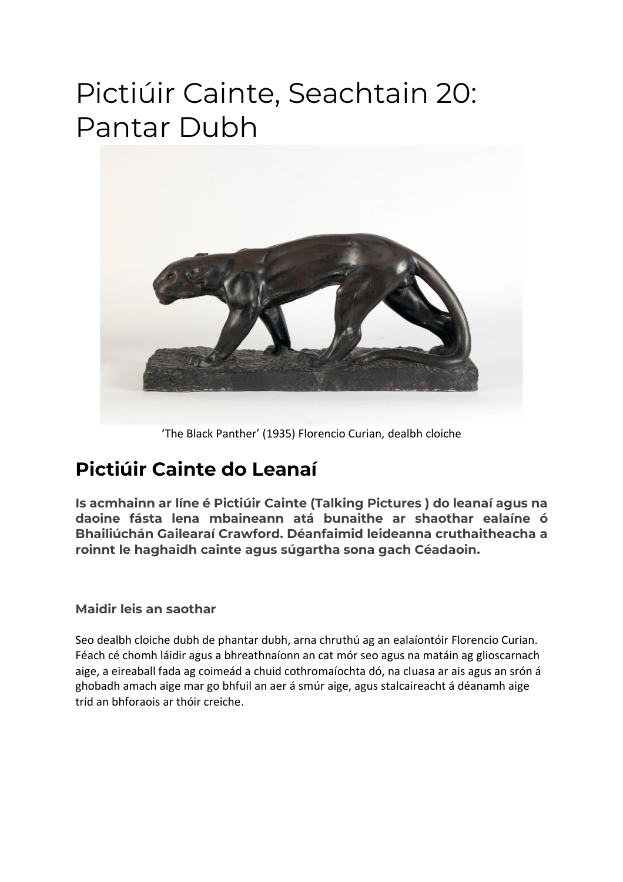# Pictiúir Cainte, Seachtain 20: Pantar Dubh

'The Black Panther' (1935) Florencio Curian, dealbh cloiche

## Pictiúir Cainte do Leanaí

**Is acmhainn ar líne é Pictiúir Cainte (Talking Pictures ) do leanaí agus na daoine fásta lena mbaineann atá bunaithe ar shaothar ealaíne ó Bhailiúchán Gailearaí Crawford. Déanfaimid leideanna cruthaitheacha a roinnt le haghaidh cainte agus súgartha sona gach Céadaoin.**

### Maidir leis an saothar

Seo dealbh cloiche dubh de phantar dubh, arna chruthú ag an ealaíontóir Florencio Curian. Féach cé chomh láidir agus a bhreathnaíonn an cat mór seo agus na matáin ag glioscarnach aige, a eireaball fada ag coimeád a chuid cothromaíochta dó, na cluasa ar ais agus an srón á ghobadh amach aige mar go bhfuil an aer á smúr aige, agus stalcaireacht á déanamh aige tríd an bhforaois ar thóir creiche.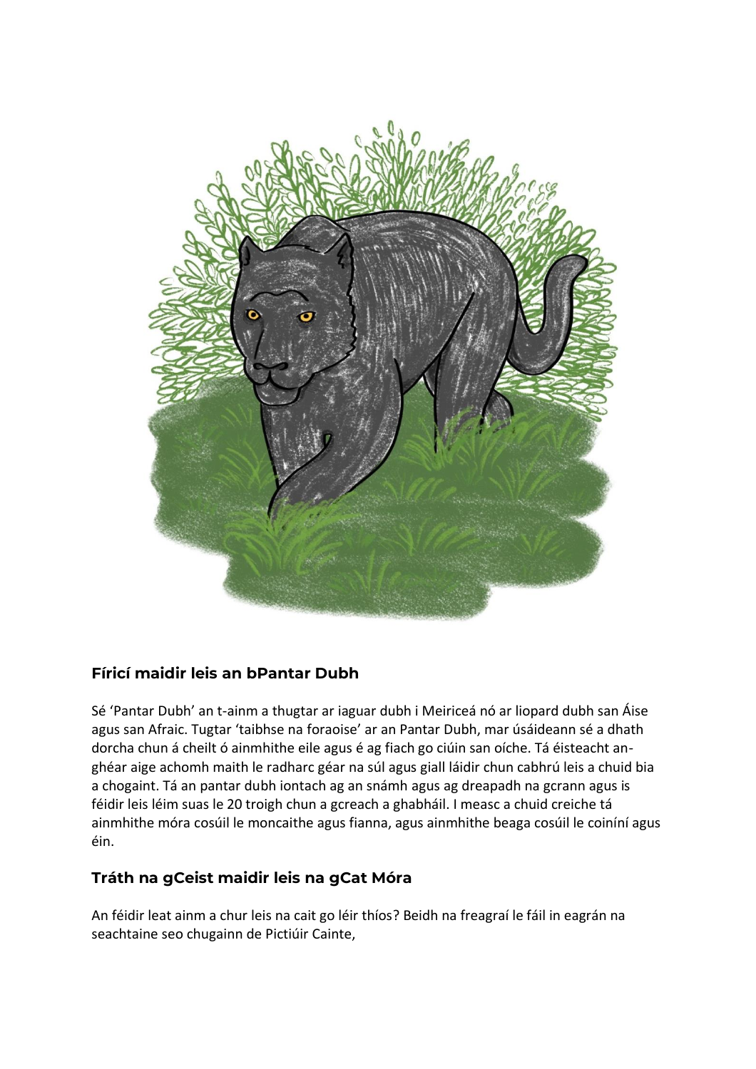## Fíricí maidir leis an bPantar Dubh

Sé 'Pantar Dubh' an t-ainm a thugtar ar iaguar dubh i Meiriceá nó ar liopard dubh san Áise agus san Afraic. Tugtar 'taibhse na foraoise' ar an Pantar Dubh, mar úsáideann sé a dhath dorcha chun á cheilt ó ainmhithe eile agus é ag fiach go ciúin san oíche. Tá éisteacht an-ghéar aige achomh maith le radharc géar na súl agus giall láidir chun cabhrú leis a chuid bia a chogaint. Tá an pantar dubh iontach ag an snámh agus ag dreapadh na gcrann agus is féidir leis léim suas le 20 troigh chun a gcreach a ghabháil. I measc a chuid creiche tá ainmhithe móra cosúil le moncaithe agus fianna, agus ainmhithe beaga cosúil le coiníní agus éin.

## Tráth na gCeist maidir leis na gCat Móra

An féidir leat ainm a chur leis na cait go léir thíos? Beidh na freagraí le fáil in eagrán na seachtaine seo chugainn de Pictiúir Cainte,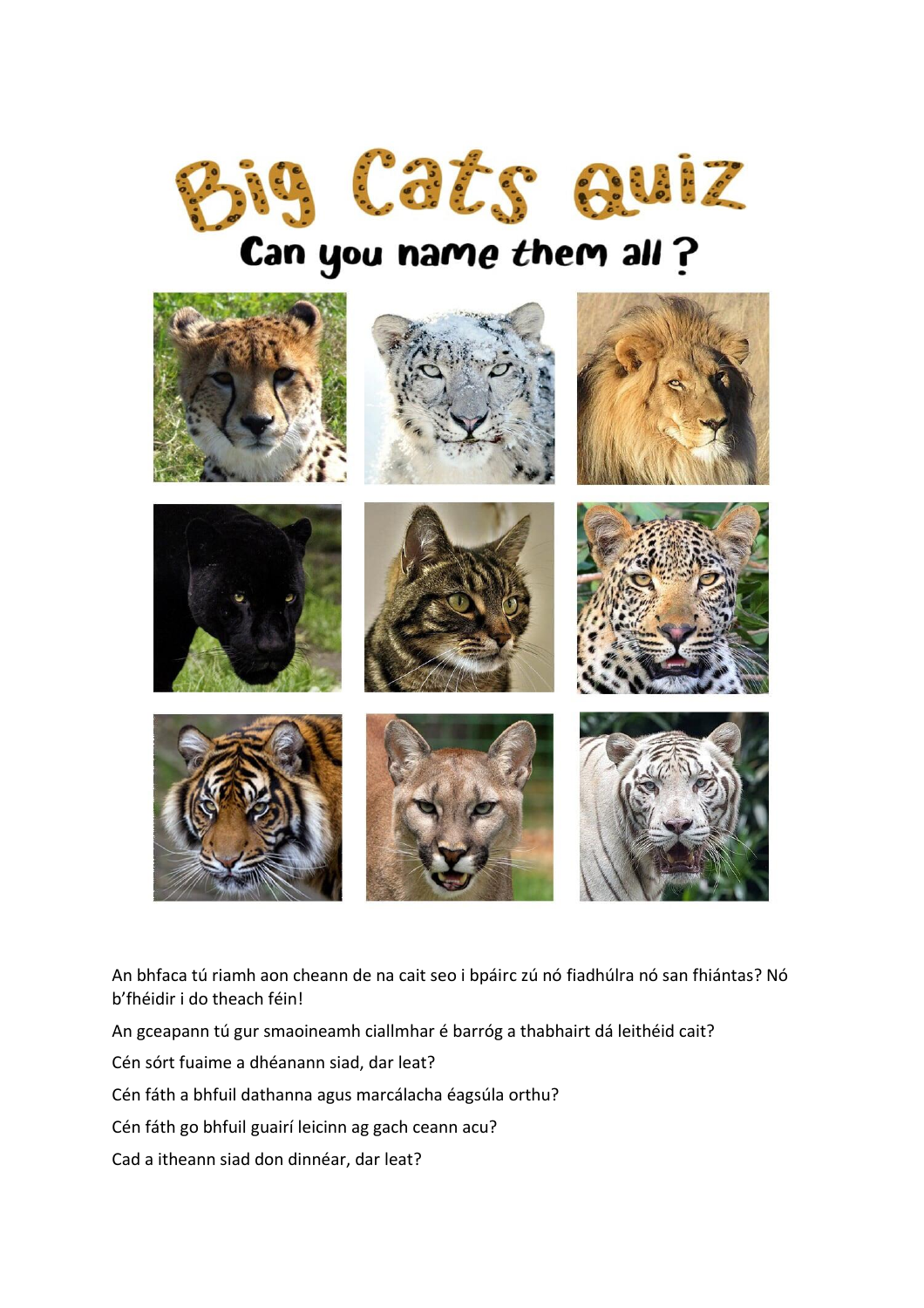# Big Cats quiz

## Can you name them all?

An bhfaca tú riamh aon cheann de na cait seo i bpáirc zú nó fiadhúlra nó san fhiántas? Nó b'fhéidir i do theach féin!

An gceapann tú gur smaoineamh ciallmhar é barróg a thabhairt dá leithéid cait?

Cén sórt fuaime a dhéanann siad, dar leat?

Cén fáth a bhfuil dathanna agus marcálacha éagsúla orthu?

Cén fáth go bhfuil guairí leicinn ag gach ceann acu?

Cad a itheann siad don dinnéar, dar leat?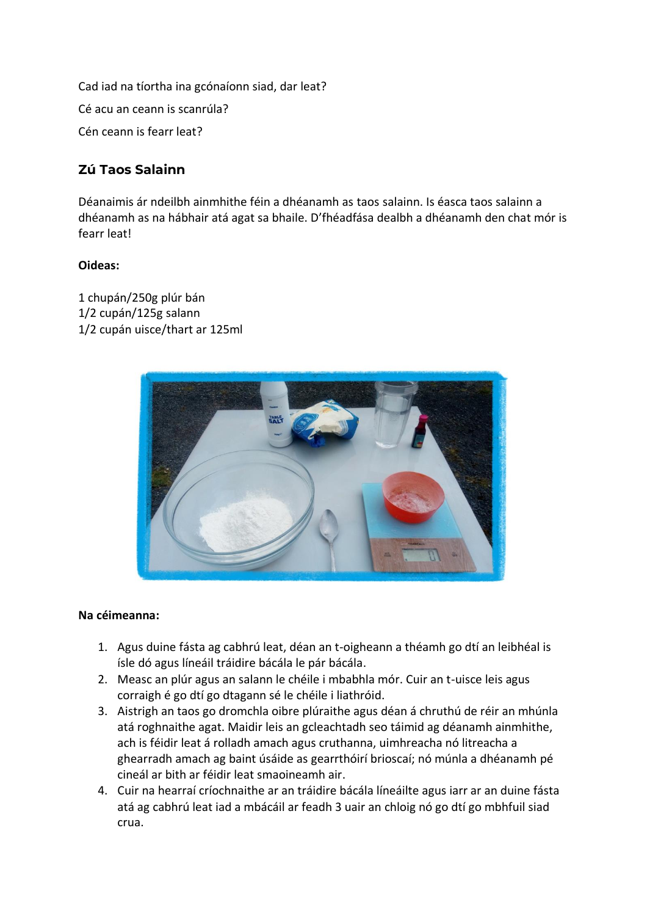Cad iad na tíortha ina gcónaíonn siad, dar leat?

Cé acu an ceann is scanrúla?

Cén ceann is fearr leat?

## Zú Taos Salainn

Déanaimis ár ndeilbh ainmhithe féin a dhéanamh as taos salainn. Is éasca taos salainn a dhéanamh as na hábhair atá agat sa bhaile. D'fhéadfása dealbh a dhéanamh den chat mór is fearr leat!

**Oideas:**

1 chupán/250g plúr bán
1/2 cupán/125g salann
1/2 cupán uisce/thart ar 125ml

**Na céimeanna:**

1. Agus duine fásta ag cabhrú leat, déan an t-oigheann a théamh go dtí an leibhéal is ísle dó agus líneáil tráidire bácála le pár bácála.
2. Measc an plúr agus an salann le chéile i mbabhla mór. Cuir an t-uisce leis agus corraigh é go dtí go dtagann sé le chéile i liathróid.
3. Aistrigh an taos go dromchla oibre plúraithe agus déan á chruthú de réir an mhúnla atá roghnaithe agat. Maidir leis an gcleachtadh seo táimid ag déanamh ainmhithe, ach is féidir leat á rolladh amach agus cruthanna, uimhreacha nó litreacha a ghearradh amach ag baint úsáide as gearrthóirí brioscaí; nó múnla a dhéanamh pé cineál ar bith ar féidir leat smaoineamh air.
4. Cuir na hearraí críochnaithe ar an tráidire bácála líneáilte agus iarr ar an duine fásta atá ag cabhrú leat iad a mbácáil ar feadh 3 uair an chloig nó go dtí go mbhfuil siad crua.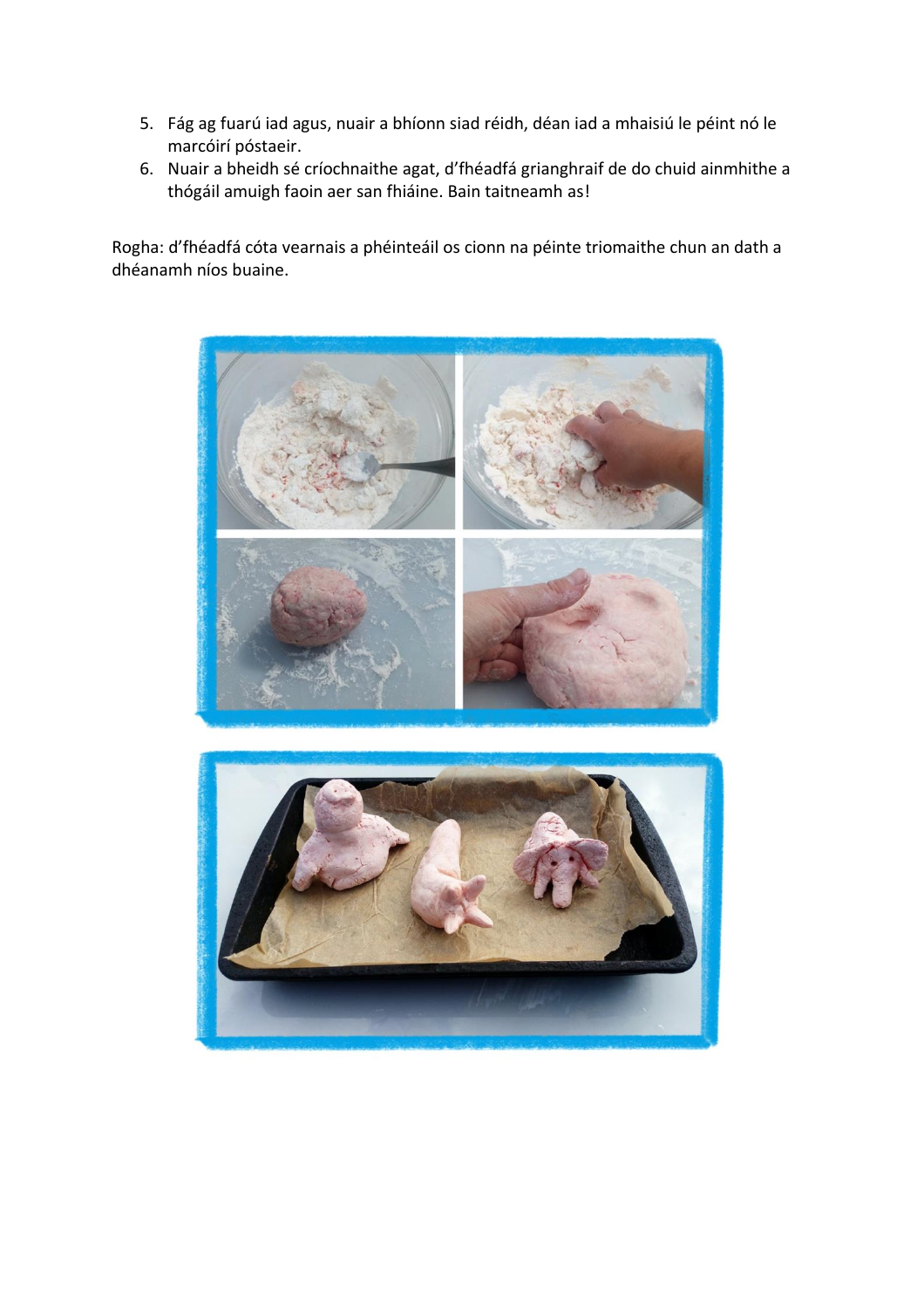5. Fág ag fuarú iad agus, nuair a bhíonn siad réidh, déan iad a mhaisiú le péint nó le marcóirí póstaeir.
6. Nuair a bheidh sé críochnaithe agat, d'fhéadfá grianghraif de do chuid ainmhithe a thógáil amuigh faoin aer san fhiáine. Bain taitneamh as!

Rogha: d'fhéadfá cóta vearnais a phéinteáil os cionn na péinte triomaithe chun an dath a dhéanamh níos buaine.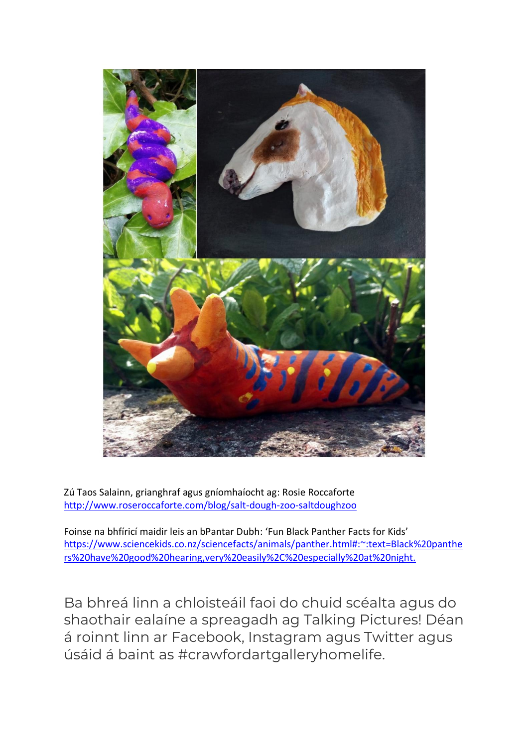Zú Taos Salainn, grianghraf agus gníomhaíocht ag: Rosie Roccaforte
http://www.roseroccaforte.com/blog/salt-dough-zoo-saltdoughzoo

Foinse na bhfíricí maidir leis an bPantar Dubh: 'Fun Black Panther Facts for Kids'
https://www.sciencekids.co.nz/sciencefacts/animals/panther.html#:~:text=Black%20panthers%20have%20good%20hearing,very%20easily%2C%20especially%20at%20night.

Ba bhreá linn a chloisteáil faoi do chuid scéalta agus do shaothair ealaíne a spreagadh ag Talking Pictures! Déan á roinnt linn ar Facebook, Instagram agus Twitter agus úsáid á baint as #crawfordartgalleryhomelife.